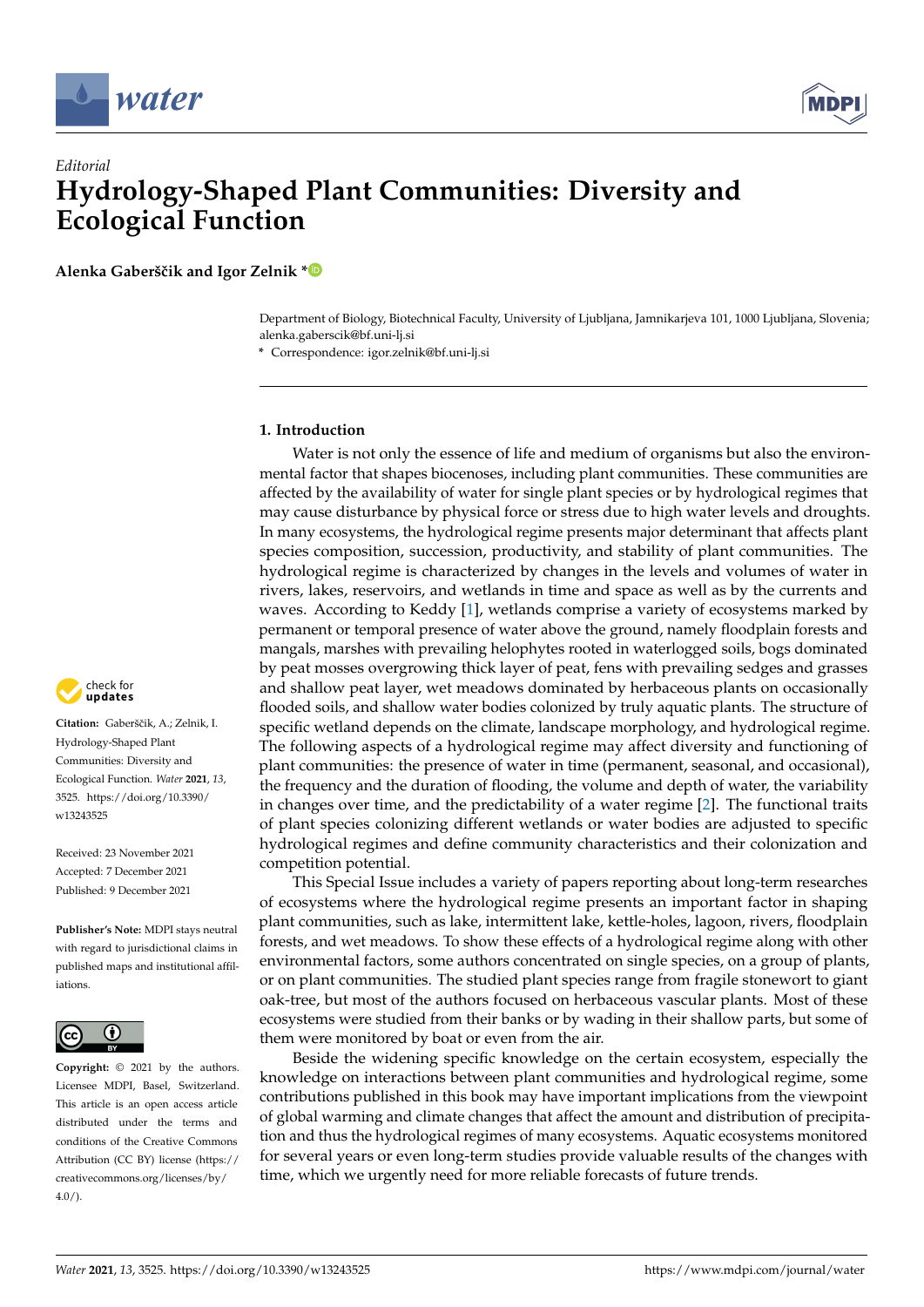*Editorial*

# Hydrology-Shaped Plant Communities: Diversity and Ecological Function

**Alenka Gaberščik and Igor Zelnik ***

Department of Biology, Biotechnical Faculty, University of Ljubljana, Jamnikarjeva 101, 1000 Ljubljana, Slovenia; alenka.gaberscik@bf.uni-lj.si

* Correspondence: igor.zelnik@bf.uni-lj.si

**Citation:** Gaberščik, A.; Zelnik, I. Hydrology-Shaped Plant Communities: Diversity and Ecological Function. *Water* **2021**, *13*, 3525. https://doi.org/10.3390/w13243525

Received: 23 November 2021
Accepted: 7 December 2021
Published: 9 December 2021

**Publisher's Note:** MDPI stays neutral with regard to jurisdictional claims in published maps and institutional affiliations.

**Copyright:** © 2021 by the authors. Licensee MDPI, Basel, Switzerland. This article is an open access article distributed under the terms and conditions of the Creative Commons Attribution (CC BY) license (https://creativecommons.org/licenses/by/4.0/).

## 1. Introduction

Water is not only the essence of life and medium of organisms but also the environmental factor that shapes biocenoses, including plant communities. These communities are affected by the availability of water for single plant species or by hydrological regimes that may cause disturbance by physical force or stress due to high water levels and droughts. In many ecosystems, the hydrological regime presents major determinant that affects plant species composition, succession, productivity, and stability of plant communities. The hydrological regime is characterized by changes in the levels and volumes of water in rivers, lakes, reservoirs, and wetlands in time and space as well as by the currents and waves. According to Keddy [1], wetlands comprise a variety of ecosystems marked by permanent or temporal presence of water above the ground, namely floodplain forests and mangals, marshes with prevailing helophytes rooted in waterlogged soils, bogs dominated by peat mosses overgrowing thick layer of peat, fens with prevailing sedges and grasses and shallow peat layer, wet meadows dominated by herbaceous plants on occasionally flooded soils, and shallow water bodies colonized by truly aquatic plants. The structure of specific wetland depends on the climate, landscape morphology, and hydrological regime. The following aspects of a hydrological regime may affect diversity and functioning of plant communities: the presence of water in time (permanent, seasonal, and occasional), the frequency and the duration of flooding, the volume and depth of water, the variability in changes over time, and the predictability of a water regime [2]. The functional traits of plant species colonizing different wetlands or water bodies are adjusted to specific hydrological regimes and define community characteristics and their colonization and competition potential.

This Special Issue includes a variety of papers reporting about long-term researches of ecosystems where the hydrological regime presents an important factor in shaping plant communities, such as lake, intermittent lake, kettle-holes, lagoon, rivers, floodplain forests, and wet meadows. To show these effects of a hydrological regime along with other environmental factors, some authors concentrated on single species, on a group of plants, or on plant communities. The studied plant species range from fragile stonewort to giant oak-tree, but most of the authors focused on herbaceous vascular plants. Most of these ecosystems were studied from their banks or by wading in their shallow parts, but some of them were monitored by boat or even from the air.

Beside the widening specific knowledge on the certain ecosystem, especially the knowledge on interactions between plant communities and hydrological regime, some contributions published in this book may have important implications from the viewpoint of global warming and climate changes that affect the amount and distribution of precipitation and thus the hydrological regimes of many ecosystems. Aquatic ecosystems monitored for several years or even long-term studies provide valuable results of the changes with time, which we urgently need for more reliable forecasts of future trends.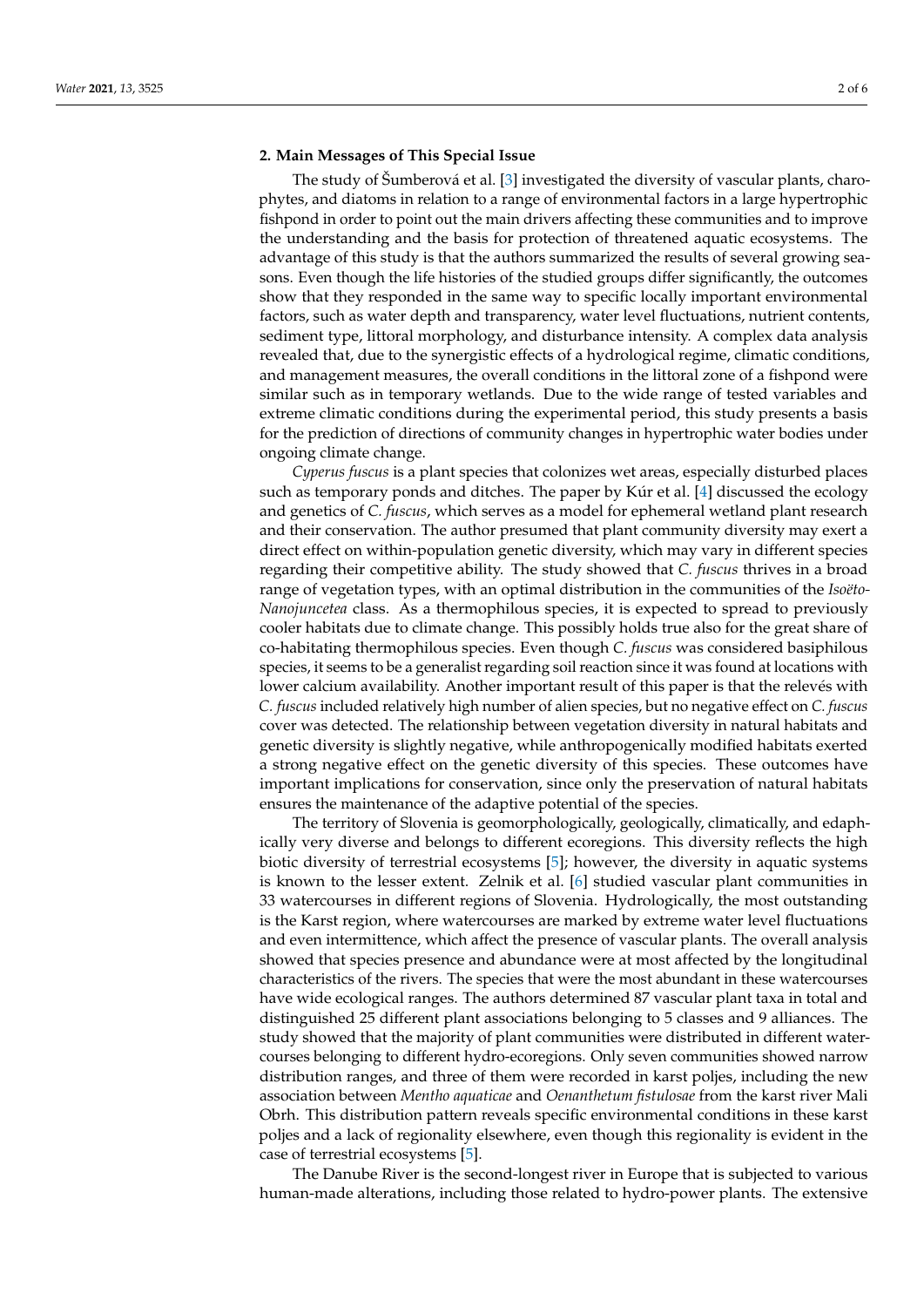## 2. Main Messages of This Special Issue

The study of Šumberová et al. [3] investigated the diversity of vascular plants, charophytes, and diatoms in relation to a range of environmental factors in a large hypertrophic fishpond in order to point out the main drivers affecting these communities and to improve the understanding and the basis for protection of threatened aquatic ecosystems. The advantage of this study is that the authors summarized the results of several growing seasons. Even though the life histories of the studied groups differ significantly, the outcomes show that they responded in the same way to specific locally important environmental factors, such as water depth and transparency, water level fluctuations, nutrient contents, sediment type, littoral morphology, and disturbance intensity. A complex data analysis revealed that, due to the synergistic effects of a hydrological regime, climatic conditions, and management measures, the overall conditions in the littoral zone of a fishpond were similar such as in temporary wetlands. Due to the wide range of tested variables and extreme climatic conditions during the experimental period, this study presents a basis for the prediction of directions of community changes in hypertrophic water bodies under ongoing climate change.

*Cyperus fuscus* is a plant species that colonizes wet areas, especially disturbed places such as temporary ponds and ditches. The paper by Kúr et al. [4] discussed the ecology and genetics of *C. fuscus*, which serves as a model for ephemeral wetland plant research and their conservation. The author presumed that plant community diversity may exert a direct effect on within-population genetic diversity, which may vary in different species regarding their competitive ability. The study showed that *C. fuscus* thrives in a broad range of vegetation types, with an optimal distribution in the communities of the *Isoëto-Nanojuncetea* class. As a thermophilous species, it is expected to spread to previously cooler habitats due to climate change. This possibly holds true also for the great share of co-habitating thermophilous species. Even though *C. fuscus* was considered basiphilous species, it seems to be a generalist regarding soil reaction since it was found at locations with lower calcium availability. Another important result of this paper is that the relevés with *C. fuscus* included relatively high number of alien species, but no negative effect on *C. fuscus* cover was detected. The relationship between vegetation diversity in natural habitats and genetic diversity is slightly negative, while anthropogenically modified habitats exerted a strong negative effect on the genetic diversity of this species. These outcomes have important implications for conservation, since only the preservation of natural habitats ensures the maintenance of the adaptive potential of the species.

The territory of Slovenia is geomorphologically, geologically, climatically, and edaphically very diverse and belongs to different ecoregions. This diversity reflects the high biotic diversity of terrestrial ecosystems [5]; however, the diversity in aquatic systems is known to the lesser extent. Zelnik et al. [6] studied vascular plant communities in 33 watercourses in different regions of Slovenia. Hydrologically, the most outstanding is the Karst region, where watercourses are marked by extreme water level fluctuations and even intermittence, which affect the presence of vascular plants. The overall analysis showed that species presence and abundance were at most affected by the longitudinal characteristics of the rivers. The species that were the most abundant in these watercourses have wide ecological ranges. The authors determined 87 vascular plant taxa in total and distinguished 25 different plant associations belonging to 5 classes and 9 alliances. The study showed that the majority of plant communities were distributed in different watercourses belonging to different hydro-ecoregions. Only seven communities showed narrow distribution ranges, and three of them were recorded in karst poljes, including the new association between *Mentho aquaticae* and *Oenanthetum fistulosae* from the karst river Mali Obrh. This distribution pattern reveals specific environmental conditions in these karst poljes and a lack of regionality elsewhere, even though this regionality is evident in the case of terrestrial ecosystems [5].

The Danube River is the second-longest river in Europe that is subjected to various human-made alterations, including those related to hydro-power plants. The extensive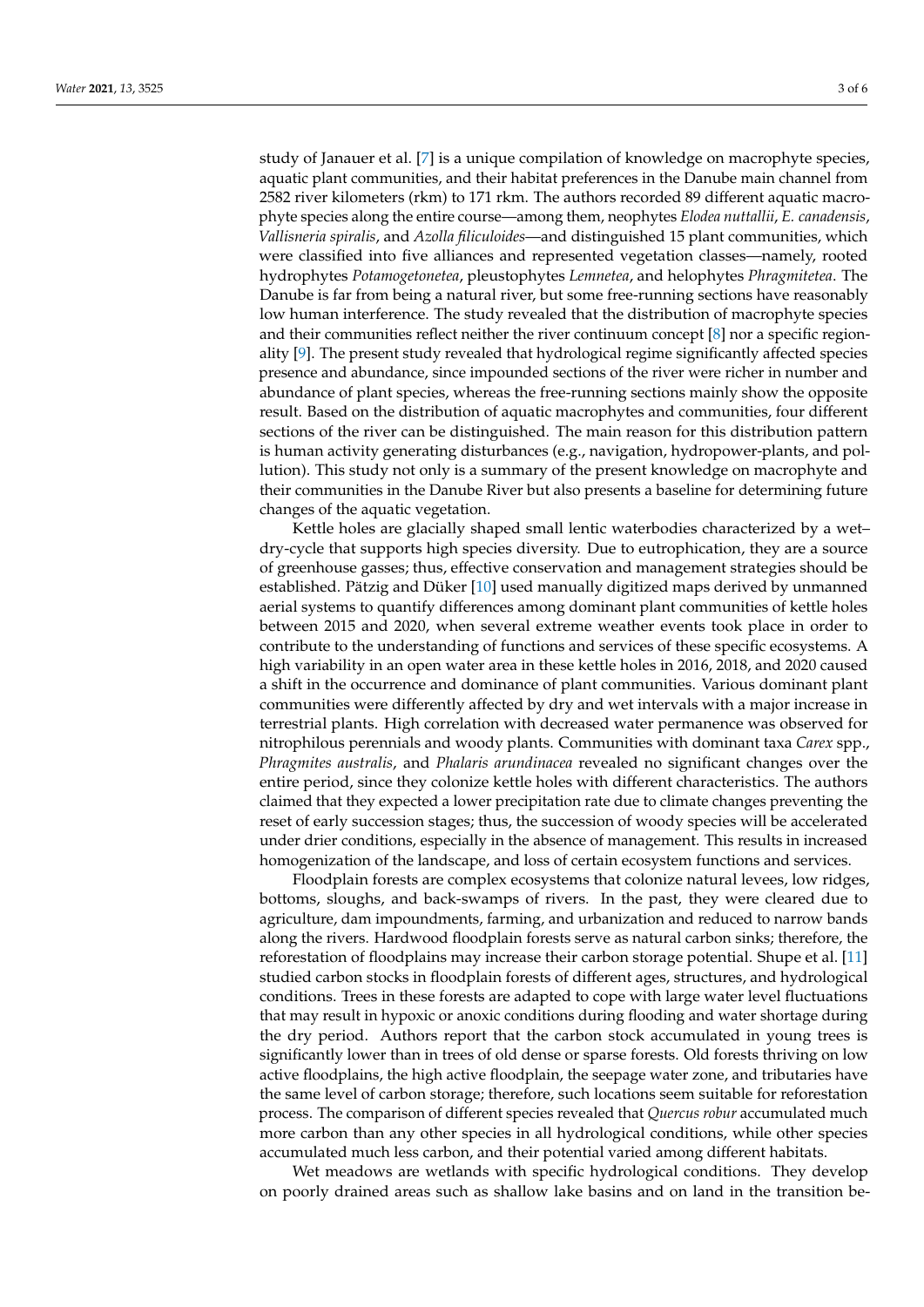study of Janauer et al. [7] is a unique compilation of knowledge on macrophyte species, aquatic plant communities, and their habitat preferences in the Danube main channel from 2582 river kilometers (rkm) to 171 rkm. The authors recorded 89 different aquatic macrophyte species along the entire course—among them, neophytes *Elodea nuttallii*, *E. canadensis*, *Vallisneria spiralis*, and *Azolla filiculoides*—and distinguished 15 plant communities, which were classified into five alliances and represented vegetation classes—namely, rooted hydrophytes *Potamogetonetea*, pleustophytes *Lemnetea*, and helophytes *Phragmitetea*. The Danube is far from being a natural river, but some free-running sections have reasonably low human interference. The study revealed that the distribution of macrophyte species and their communities reflect neither the river continuum concept [8] nor a specific regionality [9]. The present study revealed that hydrological regime significantly affected species presence and abundance, since impounded sections of the river were richer in number and abundance of plant species, whereas the free-running sections mainly show the opposite result. Based on the distribution of aquatic macrophytes and communities, four different sections of the river can be distinguished. The main reason for this distribution pattern is human activity generating disturbances (e.g., navigation, hydropower-plants, and pollution). This study not only is a summary of the present knowledge on macrophyte and their communities in the Danube River but also presents a baseline for determining future changes of the aquatic vegetation.

Kettle holes are glacially shaped small lentic waterbodies characterized by a wet–dry-cycle that supports high species diversity. Due to eutrophication, they are a source of greenhouse gasses; thus, effective conservation and management strategies should be established. Pätzig and Düker [10] used manually digitized maps derived by unmanned aerial systems to quantify differences among dominant plant communities of kettle holes between 2015 and 2020, when several extreme weather events took place in order to contribute to the understanding of functions and services of these specific ecosystems. A high variability in an open water area in these kettle holes in 2016, 2018, and 2020 caused a shift in the occurrence and dominance of plant communities. Various dominant plant communities were differently affected by dry and wet intervals with a major increase in terrestrial plants. High correlation with decreased water permanence was observed for nitrophilous perennials and woody plants. Communities with dominant taxa *Carex* spp., *Phragmites australis*, and *Phalaris arundinacea* revealed no significant changes over the entire period, since they colonize kettle holes with different characteristics. The authors claimed that they expected a lower precipitation rate due to climate changes preventing the reset of early succession stages; thus, the succession of woody species will be accelerated under drier conditions, especially in the absence of management. This results in increased homogenization of the landscape, and loss of certain ecosystem functions and services.

Floodplain forests are complex ecosystems that colonize natural levees, low ridges, bottoms, sloughs, and back-swamps of rivers. In the past, they were cleared due to agriculture, dam impoundments, farming, and urbanization and reduced to narrow bands along the rivers. Hardwood floodplain forests serve as natural carbon sinks; therefore, the reforestation of floodplains may increase their carbon storage potential. Shupe et al. [11] studied carbon stocks in floodplain forests of different ages, structures, and hydrological conditions. Trees in these forests are adapted to cope with large water level fluctuations that may result in hypoxic or anoxic conditions during flooding and water shortage during the dry period. Authors report that the carbon stock accumulated in young trees is significantly lower than in trees of old dense or sparse forests. Old forests thriving on low active floodplains, the high active floodplain, the seepage water zone, and tributaries have the same level of carbon storage; therefore, such locations seem suitable for reforestation process. The comparison of different species revealed that *Quercus robur* accumulated much more carbon than any other species in all hydrological conditions, while other species accumulated much less carbon, and their potential varied among different habitats.

Wet meadows are wetlands with specific hydrological conditions. They develop on poorly drained areas such as shallow lake basins and on land in the transition be-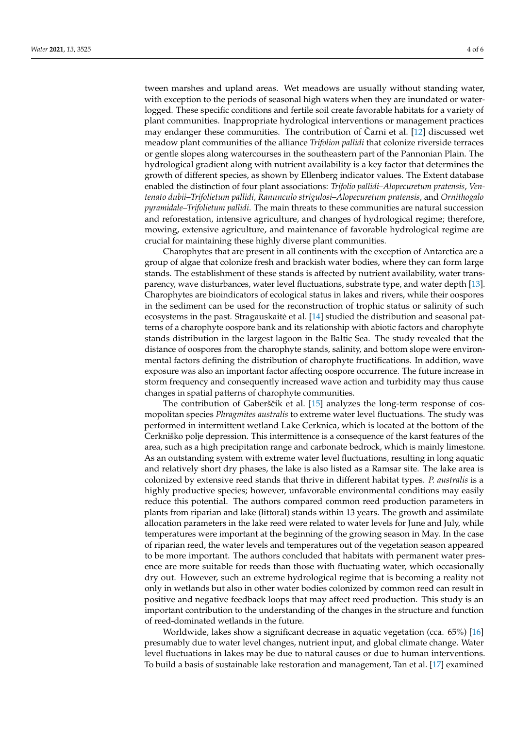tween marshes and upland areas. Wet meadows are usually without standing water, with exception to the periods of seasonal high waters when they are inundated or waterlogged. These specific conditions and fertile soil create favorable habitats for a variety of plant communities. Inappropriate hydrological interventions or management practices may endanger these communities. The contribution of Čarni et al. [12] discussed wet meadow plant communities of the alliance *Trifolion pallidi* that colonize riverside terraces or gentle slopes along watercourses in the southeastern part of the Pannonian Plain. The hydrological gradient along with nutrient availability is a key factor that determines the growth of different species, as shown by Ellenberg indicator values. The Extent database enabled the distinction of four plant associations: *Trifolio pallidi–Alopecuretum pratensis*, *Ventenato dubii–Trifolietum pallidi, Ranunculo strigulosi–Alopecuretum pratensis*, and *Ornithogalo pyramidale–Trifolietum pallidi*. The main threats to these communities are natural succession and reforestation, intensive agriculture, and changes of hydrological regime; therefore, mowing, extensive agriculture, and maintenance of favorable hydrological regime are crucial for maintaining these highly diverse plant communities.

Charophytes that are present in all continents with the exception of Antarctica are a group of algae that colonize fresh and brackish water bodies, where they can form large stands. The establishment of these stands is affected by nutrient availability, water transparency, wave disturbances, water level fluctuations, substrate type, and water depth [13]. Charophytes are bioindicators of ecological status in lakes and rivers, while their oospores in the sediment can be used for the reconstruction of trophic status or salinity of such ecosystems in the past. Stragauskaitė et al. [14] studied the distribution and seasonal patterns of a charophyte oospore bank and its relationship with abiotic factors and charophyte stands distribution in the largest lagoon in the Baltic Sea. The study revealed that the distance of oospores from the charophyte stands, salinity, and bottom slope were environmental factors defining the distribution of charophyte fructifications. In addition, wave exposure was also an important factor affecting oospore occurrence. The future increase in storm frequency and consequently increased wave action and turbidity may thus cause changes in spatial patterns of charophyte communities.

The contribution of Gaberščik et al. [15] analyzes the long-term response of cosmopolitan species *Phragmites australis* to extreme water level fluctuations. The study was performed in intermittent wetland Lake Cerknica, which is located at the bottom of the Cerkniško polje depression. This intermittence is a consequence of the karst features of the area, such as a high precipitation range and carbonate bedrock, which is mainly limestone. As an outstanding system with extreme water level fluctuations, resulting in long aquatic and relatively short dry phases, the lake is also listed as a Ramsar site. The lake area is colonized by extensive reed stands that thrive in different habitat types. *P. australis* is a highly productive species; however, unfavorable environmental conditions may easily reduce this potential. The authors compared common reed production parameters in plants from riparian and lake (littoral) stands within 13 years. The growth and assimilate allocation parameters in the lake reed were related to water levels for June and July, while temperatures were important at the beginning of the growing season in May. In the case of riparian reed, the water levels and temperatures out of the vegetation season appeared to be more important. The authors concluded that habitats with permanent water presence are more suitable for reeds than those with fluctuating water, which occasionally dry out. However, such an extreme hydrological regime that is becoming a reality not only in wetlands but also in other water bodies colonized by common reed can result in positive and negative feedback loops that may affect reed production. This study is an important contribution to the understanding of the changes in the structure and function of reed-dominated wetlands in the future.

Worldwide, lakes show a significant decrease in aquatic vegetation (cca. 65%) [16] presumably due to water level changes, nutrient input, and global climate change. Water level fluctuations in lakes may be due to natural causes or due to human interventions. To build a basis of sustainable lake restoration and management, Tan et al. [17] examined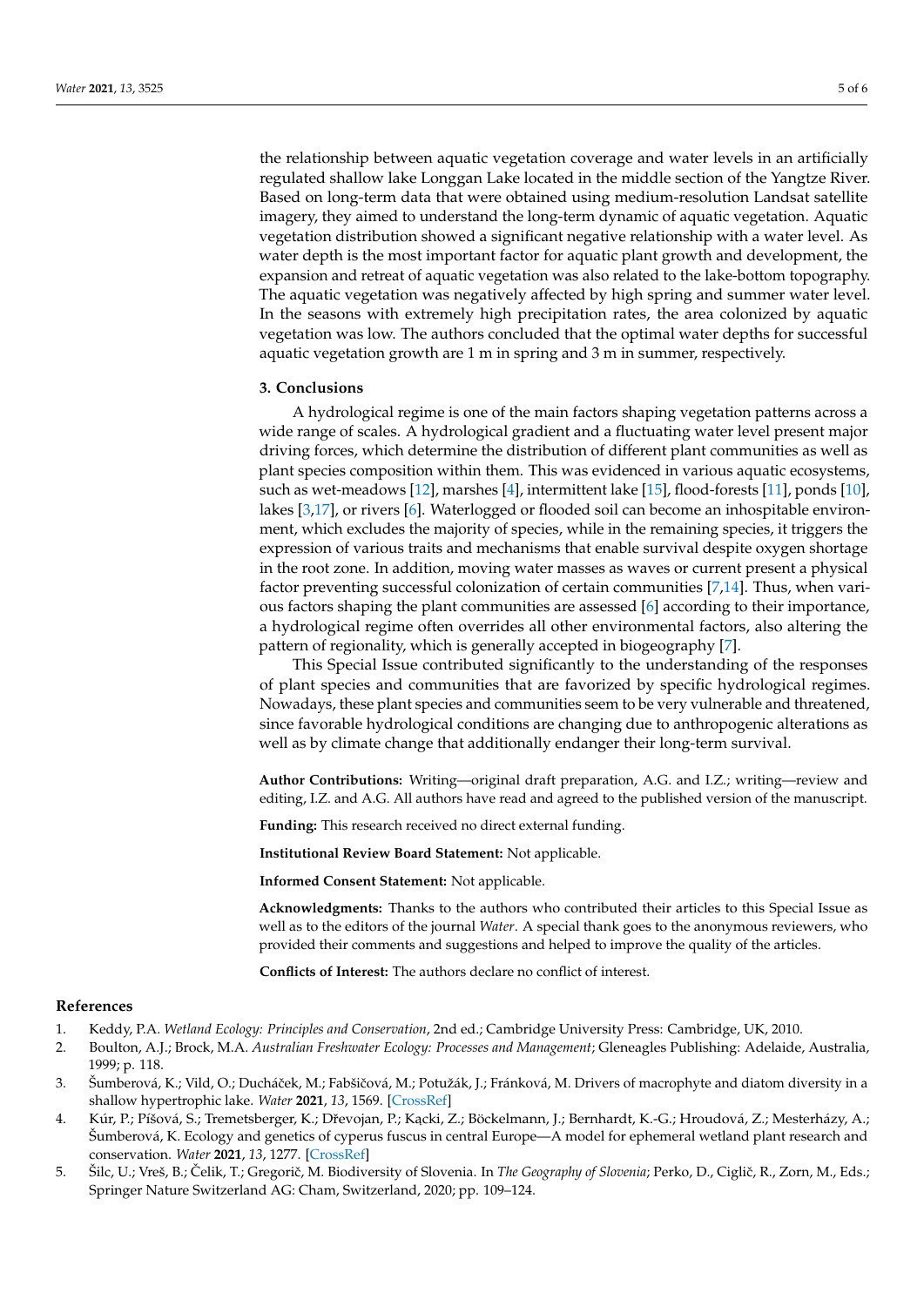the relationship between aquatic vegetation coverage and water levels in an artificially regulated shallow lake Longgan Lake located in the middle section of the Yangtze River. Based on long-term data that were obtained using medium-resolution Landsat satellite imagery, they aimed to understand the long-term dynamic of aquatic vegetation. Aquatic vegetation distribution showed a significant negative relationship with a water level. As water depth is the most important factor for aquatic plant growth and development, the expansion and retreat of aquatic vegetation was also related to the lake-bottom topography. The aquatic vegetation was negatively affected by high spring and summer water level. In the seasons with extremely high precipitation rates, the area colonized by aquatic vegetation was low. The authors concluded that the optimal water depths for successful aquatic vegetation growth are 1 m in spring and 3 m in summer, respectively.

## 3. Conclusions

A hydrological regime is one of the main factors shaping vegetation patterns across a wide range of scales. A hydrological gradient and a fluctuating water level present major driving forces, which determine the distribution of different plant communities as well as plant species composition within them. This was evidenced in various aquatic ecosystems, such as wet-meadows [12], marshes [4], intermittent lake [15], flood-forests [11], ponds [10], lakes [3,17], or rivers [6]. Waterlogged or flooded soil can become an inhospitable environment, which excludes the majority of species, while in the remaining species, it triggers the expression of various traits and mechanisms that enable survival despite oxygen shortage in the root zone. In addition, moving water masses as waves or current present a physical factor preventing successful colonization of certain communities [7,14]. Thus, when various factors shaping the plant communities are assessed [6] according to their importance, a hydrological regime often overrides all other environmental factors, also altering the pattern of regionality, which is generally accepted in biogeography [7].

This Special Issue contributed significantly to the understanding of the responses of plant species and communities that are favorized by specific hydrological regimes. Nowadays, these plant species and communities seem to be very vulnerable and threatened, since favorable hydrological conditions are changing due to anthropogenic alterations as well as by climate change that additionally endanger their long-term survival.

**Author Contributions:** Writing—original draft preparation, A.G. and I.Z.; writing—review and editing, I.Z. and A.G. All authors have read and agreed to the published version of the manuscript.

**Funding:** This research received no direct external funding.

**Institutional Review Board Statement:** Not applicable.

**Informed Consent Statement:** Not applicable.

**Acknowledgments:** Thanks to the authors who contributed their articles to this Special Issue as well as to the editors of the journal *Water*. A special thank goes to the anonymous reviewers, who provided their comments and suggestions and helped to improve the quality of the articles.

**Conflicts of Interest:** The authors declare no conflict of interest.

## References

1. Keddy, P.A. *Wetland Ecology: Principles and Conservation*, 2nd ed.; Cambridge University Press: Cambridge, UK, 2010.
2. Boulton, A.J.; Brock, M.A. *Australian Freshwater Ecology: Processes and Management*; Gleneagles Publishing: Adelaide, Australia, 1999; p. 118.
3. Šumberová, K.; Vild, O.; Ducháček, M.; Fabšičová, M.; Potužák, J.; Fránková, M. Drivers of macrophyte and diatom diversity in a shallow hypertrophic lake. *Water* **2021**, *13*, 1569. [CrossRef]
4. Kúr, P.; Píšová, S.; Tremetsberger, K.; Dřevojan, P.; Kącki, Z.; Böckelmann, J.; Bernhardt, K.-G.; Hroudová, Z.; Mesterházy, A.; Šumberová, K. Ecology and genetics of cyperus fuscus in central Europe—A model for ephemeral wetland plant research and conservation. *Water* **2021**, *13*, 1277. [CrossRef]
5. Šilc, U.; Vreš, B.; Čelik, T.; Gregorič, M. Biodiversity of Slovenia. In *The Geography of Slovenia*; Perko, D., Ciglič, R., Zorn, M., Eds.; Springer Nature Switzerland AG: Cham, Switzerland, 2020; pp. 109–124.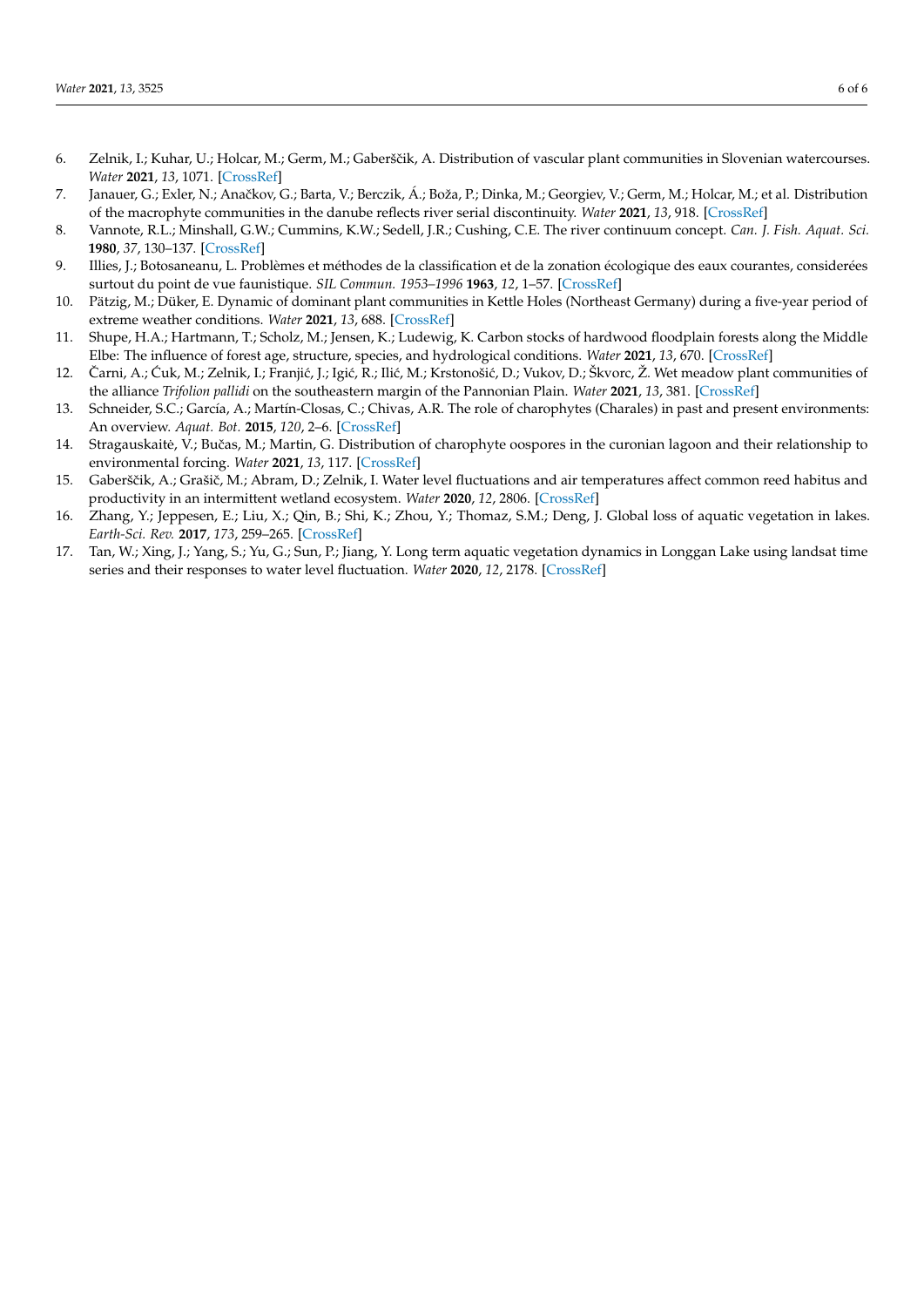6. Zelnik, I.; Kuhar, U.; Holcar, M.; Germ, M.; Gaberščik, A. Distribution of vascular plant communities in Slovenian watercourses. *Water* **2021**, *13*, 1071. [CrossRef]
7. Janauer, G.; Exler, N.; Anačkov, G.; Barta, V.; Berczik, Á.; Boža, P.; Dinka, M.; Georgiev, V.; Germ, M.; Holcar, M.; et al. Distribution of the macrophyte communities in the danube reflects river serial discontinuity. *Water* **2021**, *13*, 918. [CrossRef]
8. Vannote, R.L.; Minshall, G.W.; Cummins, K.W.; Sedell, J.R.; Cushing, C.E. The river continuum concept. *Can. J. Fish. Aquat. Sci.* **1980**, *37*, 130–137. [CrossRef]
9. Illies, J.; Botosaneanu, L. Problèmes et méthodes de la classification et de la zonation écologique des eaux courantes, considerées surtout du point de vue faunistique. *SIL Commun. 1953–1996* **1963**, *12*, 1–57. [CrossRef]
10. Pätzig, M.; Düker, E. Dynamic of dominant plant communities in Kettle Holes (Northeast Germany) during a five-year period of extreme weather conditions. *Water* **2021**, *13*, 688. [CrossRef]
11. Shupe, H.A.; Hartmann, T.; Scholz, M.; Jensen, K.; Ludewig, K. Carbon stocks of hardwood floodplain forests along the Middle Elbe: The influence of forest age, structure, species, and hydrological conditions. *Water* **2021**, *13*, 670. [CrossRef]
12. Čarni, A.; Ćuk, M.; Zelnik, I.; Franjić, J.; Igić, R.; Ilić, M.; Krstonošić, D.; Vukov, D.; Škvorc, Ž. Wet meadow plant communities of the alliance *Trifolion pallidi* on the southeastern margin of the Pannonian Plain. *Water* **2021**, *13*, 381. [CrossRef]
13. Schneider, S.C.; García, A.; Martín-Closas, C.; Chivas, A.R. The role of charophytes (Charales) in past and present environments: An overview. *Aquat. Bot.* **2015**, *120*, 2–6. [CrossRef]
14. Stragauskaitė, V.; Bučas, M.; Martin, G. Distribution of charophyte oospores in the curonian lagoon and their relationship to environmental forcing. *Water* **2021**, *13*, 117. [CrossRef]
15. Gaberščik, A.; Grašič, M.; Abram, D.; Zelnik, I. Water level fluctuations and air temperatures affect common reed habitus and productivity in an intermittent wetland ecosystem. *Water* **2020**, *12*, 2806. [CrossRef]
16. Zhang, Y.; Jeppesen, E.; Liu, X.; Qin, B.; Shi, K.; Zhou, Y.; Thomaz, S.M.; Deng, J. Global loss of aquatic vegetation in lakes. *Earth-Sci. Rev.* **2017**, *173*, 259–265. [CrossRef]
17. Tan, W.; Xing, J.; Yang, S.; Yu, G.; Sun, P.; Jiang, Y. Long term aquatic vegetation dynamics in Longgan Lake using landsat time series and their responses to water level fluctuation. *Water* **2020**, *12*, 2178. [CrossRef]